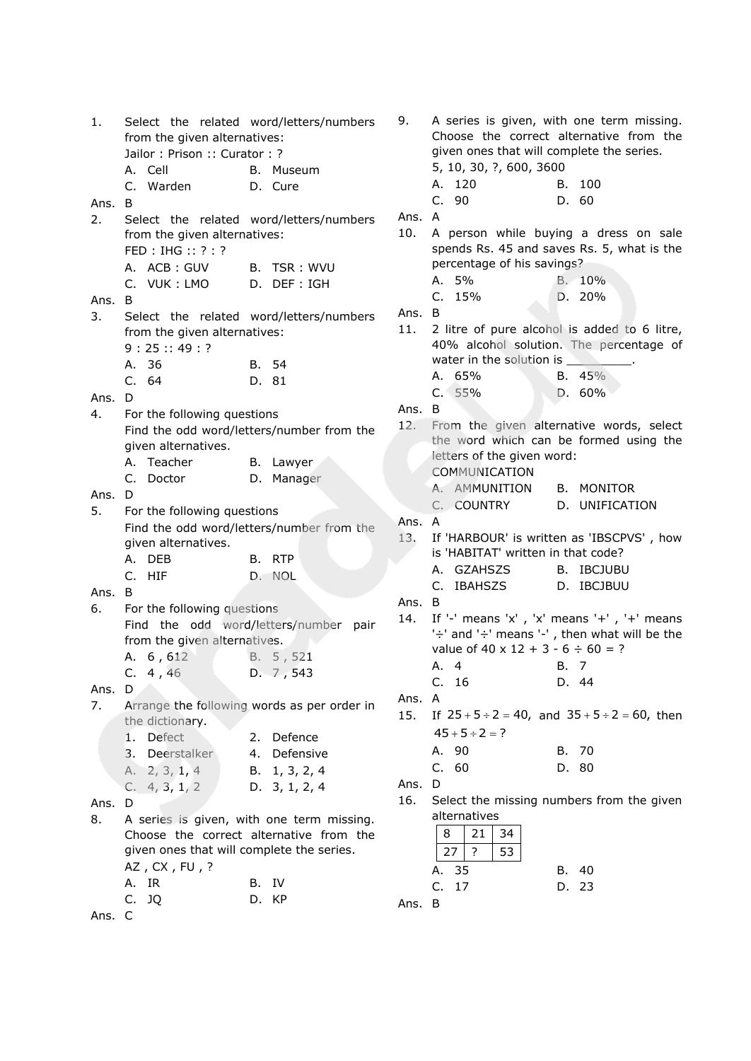1. Select the related word/letters/numbers from the given alternatives:
   Jailor : Prison :: Curator : ?
   A. Cell B. Museum
   C. Warden D. Cure

Ans. B

2. Select the related word/letters/numbers from the given alternatives:
   FED : IHG :: ? : ?
   A. ACB : GUV B. TSR : WVU
   C. VUK : LMO D. DEF : IGH

Ans. B

3. Select the related word/letters/numbers from the given alternatives:
   9 : 25 :: 49 : ?
   A. 36 B. 54
   C. 64 D. 81

Ans. D

4. For the following questions
   Find the odd word/letters/number from the given alternatives.
   A. Teacher B. Lawyer
   C. Doctor D. Manager

Ans. D

5. For the following questions
   Find the odd word/letters/number from the given alternatives.
   A. DEB B. RTP
   C. HIF D. NOL

Ans. B

6. For the following questions
   Find the odd word/letters/number pair from the given alternatives.
   A. 6 , 612 B. 5 , 521
   C. 4 , 46 D. 7 , 543

Ans. D

7. Arrange the following words as per order in the dictionary.
   1. Defect 2. Defence
   3. Deerstalker 4. Defensive
   A. 2, 3, 1, 4 B. 1, 3, 2, 4
   C. 4, 3, 1, 2 D. 3, 1, 2, 4

Ans. D

8. A series is given, with one term missing. Choose the correct alternative from the given ones that will complete the series.
   AZ , CX , FU , ?
   A. IR B. IV
   C. JQ D. KP

Ans. C

9. A series is given, with one term missing. Choose the correct alternative from the given ones that will complete the series.
   5, 10, 30, ?, 600, 3600
   A. 120 B. 100
   C. 90 D. 60

Ans. A

10. A person while buying a dress on sale spends Rs. 45 and saves Rs. 5, what is the percentage of his savings?
    A. 5% B. 10%
    C. 15% D. 20%

Ans. B

11. 2 litre of pure alcohol is added to 6 litre, 40% alcohol solution. The percentage of water in the solution is _________.
    A. 65% B. 45%
    C. 55% D. 60%

Ans. B

12. From the given alternative words, select the word which can be formed using the letters of the given word:
    COMMUNICATION
    A. AMMUNITION B. MONITOR
    C. COUNTRY D. UNIFICATION

Ans. A

13. If 'HARBOUR' is written as 'IBSCPVS' , how is 'HABITAT' written in that code?
    A. GZAHSZS B. IBCJUBU
    C. IBAHSZS D. IBCJBUU

Ans. B

14. If '-' means 'x' , 'x' means '+' , '+' means '÷' and '÷' means '-' , then what will be the value of 40 x 12 + 3 - 6 ÷ 60 = ?
    A. 4 B. 7
    C. 16 D. 44

Ans. A

15. If $25 + 5 \div 2 = 40$, and $35 + 5 \div 2 = 60$, then $45 + 5 \div 2 = ?$
    A. 90 B. 70
    C. 60 D. 80

Ans. D

16. Select the missing numbers from the given alternatives

| 8 | 21 | 34 |
|---|---|---|
| 27 | ? | 53 |

    A. 35 B. 40
    C. 17 D. 23

Ans. B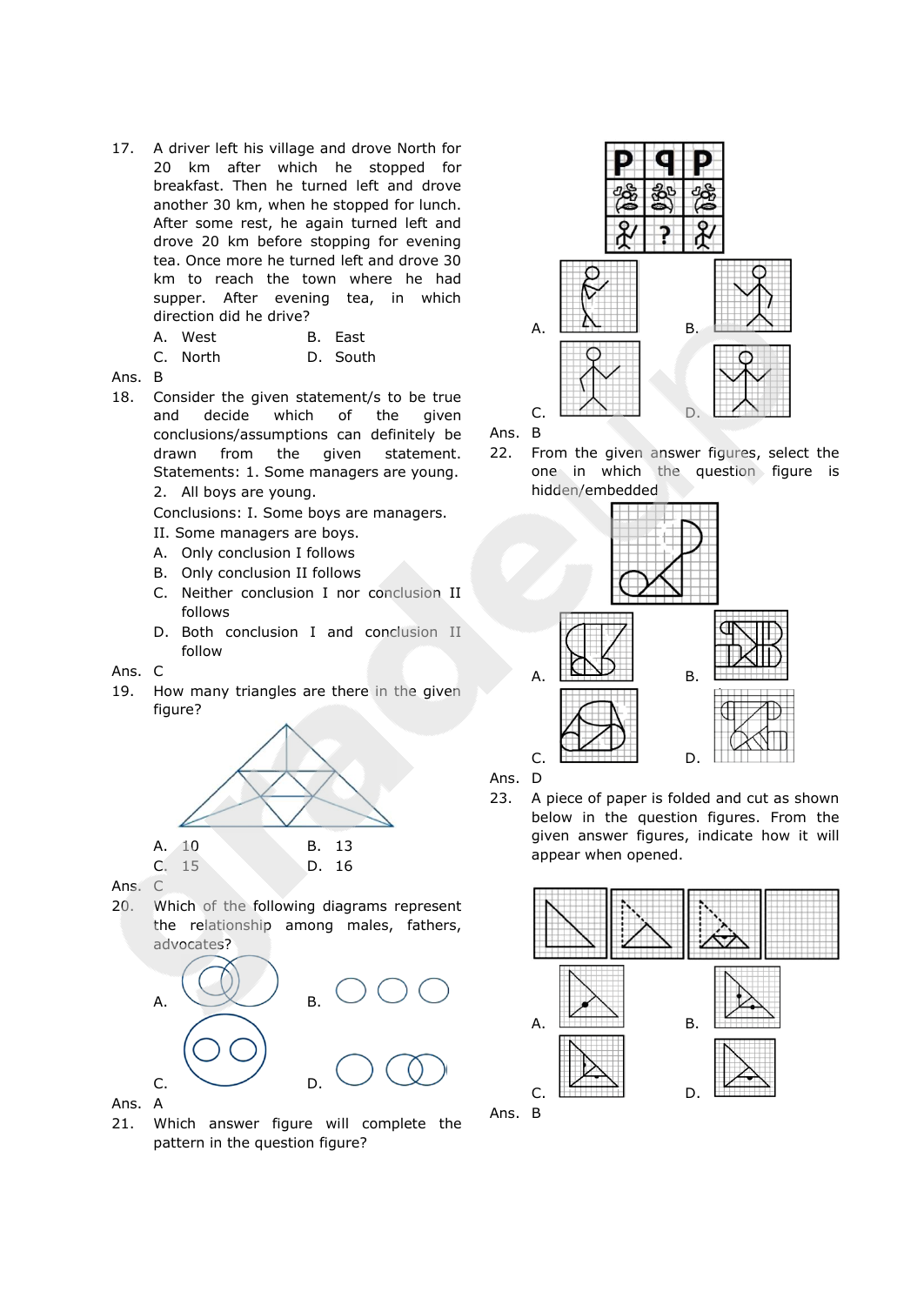17. A driver left his village and drove North for 20 km after which he stopped for breakfast. Then he turned left and drove another 30 km, when he stopped for lunch. After some rest, he again turned left and drove 20 km before stopping for evening tea. Once more he turned left and drove 30 km to reach the town where he had supper. After evening tea, in which direction did he drive?

A. West
B. East
C. North
D. South

Ans. B

18. Consider the given statement/s to be true and decide which of the given conclusions/assumptions can definitely be drawn from the given statement. Statements: 1. Some managers are young.
2. All boys are young.
Conclusions: I. Some boys are managers.
II. Some managers are boys.

A. Only conclusion I follows
B. Only conclusion II follows
C. Neither conclusion I nor conclusion II follows
D. Both conclusion I and conclusion II follow

Ans. C

19. How many triangles are there in the given figure?

A. 10
B. 13
C. 15
D. 16

Ans. C

20. Which of the following diagrams represent the relationship among males, fathers, advocates?

A.
B.
C.
D.

Ans. A

21. Which answer figure will complete the pattern in the question figure?

A.
B.
C.
D.

Ans. B

22. From the given answer figures, select the one in which the question figure is hidden/embedded

A.
B.
C.
D.

Ans. D

23. A piece of paper is folded and cut as shown below in the question figures. From the given answer figures, indicate how it will appear when opened.

A.
B.
C.
D.

Ans. B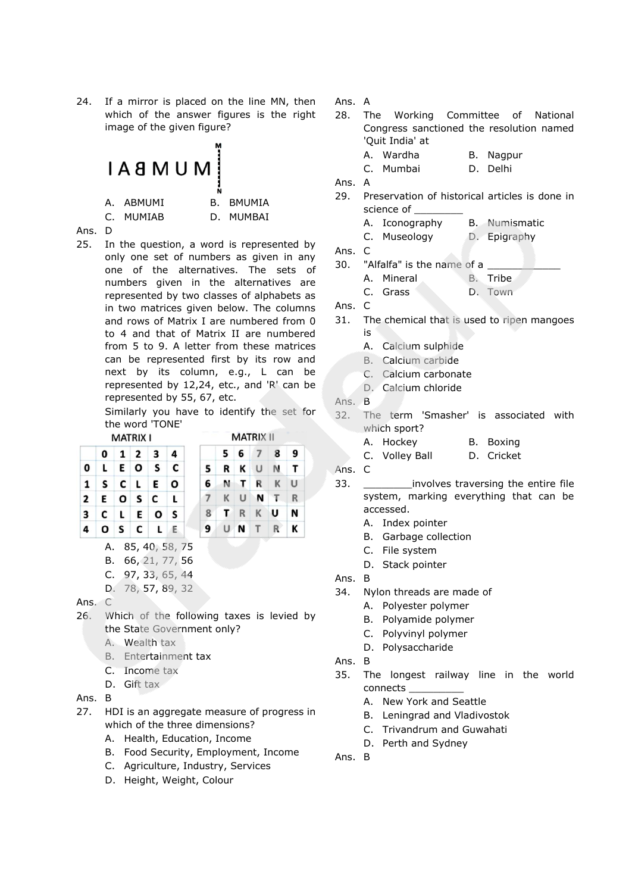24. If a mirror is placed on the line MN, then which of the answer figures is the right image of the given figure?

IABMUM (mirror line MN)

A. ABMUMI B. BMUMIA
C. MUMIAB D. MUMBAI

Ans. D

25. In the question, a word is represented by only one set of numbers as given in any one of the alternatives. The sets of numbers given in the alternatives are represented by two classes of alphabets as in two matrices given below. The columns and rows of Matrix I are numbered from 0 to 4 and that of Matrix II are numbered from 5 to 9. A letter from these matrices can be represented first by its row and next by its column, e.g., L can be represented by 12,24, etc., and 'R' can be represented by 55, 67, etc.

Similarly you have to identify the set for the word 'TONE'

MATRIX I

| | 0 | 1 | 2 | 3 | 4 |
|---|---|---|---|---|---|
| 0 | L | E | O | S | C |
| 1 | S | C | L | E | O |
| 2 | E | O | S | C | L |
| 3 | C | L | E | O | S |
| 4 | O | S | C | L | E |

MATRIX II

| | 5 | 6 | 7 | 8 | 9 |
|---|---|---|---|---|---|
| 5 | R | K | U | N | T |
| 6 | N | T | R | K | U |
| 7 | K | U | N | T | R |
| 8 | T | R | K | U | N |
| 9 | U | N | T | R | K |

A. 85, 40, 58, 75
B. 66, 21, 77, 56
C. 97, 33, 65, 44
D. 78, 57, 89, 32

Ans. C

26. Which of the following taxes is levied by the State Government only?
A. Wealth tax
B. Entertainment tax
C. Income tax
D. Gift tax

Ans. B

27. HDI is an aggregate measure of progress in which of the three dimensions?
A. Health, Education, Income
B. Food Security, Employment, Income
C. Agriculture, Industry, Services
D. Height, Weight, Colour

Ans. A

28. The Working Committee of National Congress sanctioned the resolution named 'Quit India' at
A. Wardha B. Nagpur
C. Mumbai D. Delhi

Ans. A

29. Preservation of historical articles is done in science of ________
A. Iconography B. Numismatic
C. Museology D. Epigraphy

Ans. C

30. "Alfalfa" is the name of a ____________
A. Mineral B. Tribe
C. Grass D. Town

Ans. C

31. The chemical that is used to ripen mangoes is
A. Calcium sulphide
B. Calcium carbide
C. Calcium carbonate
D. Calcium chloride

Ans. B

32. The term 'Smasher' is associated with which sport?
A. Hockey B. Boxing
C. Volley Ball D. Cricket

Ans. C

33. ________involves traversing the entire file system, marking everything that can be accessed.
A. Index pointer
B. Garbage collection
C. File system
D. Stack pointer

Ans. B

34. Nylon threads are made of
A. Polyester polymer
B. Polyamide polymer
C. Polyvinyl polymer
D. Polysaccharide

Ans. B

35. The longest railway line in the world connects _________
A. New York and Seattle
B. Leningrad and Vladivostok
C. Trivandrum and Guwahati
D. Perth and Sydney

Ans. B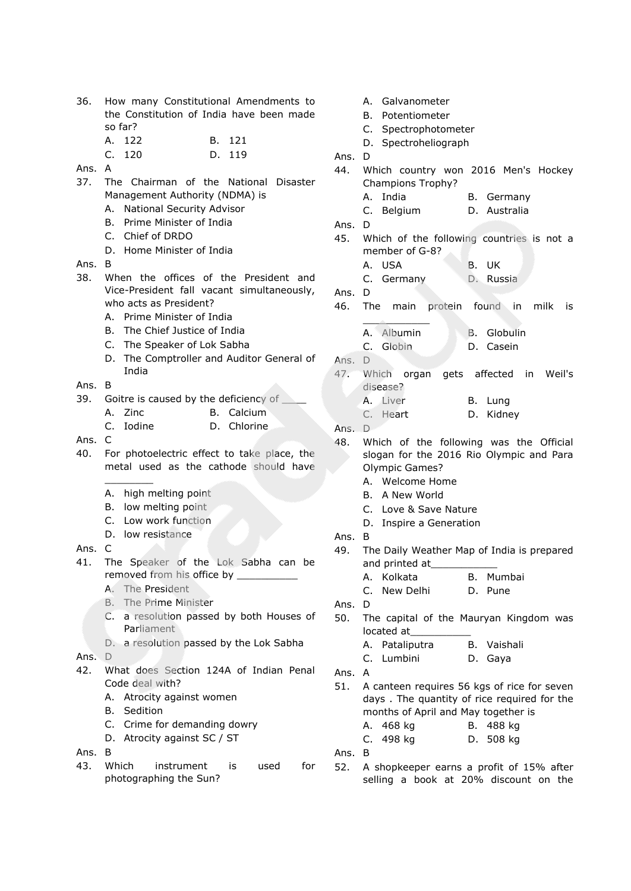36. How many Constitutional Amendments to the Constitution of India have been made so far?
    A. 122 B. 121
    C. 120 D. 119

Ans. A

37. The Chairman of the National Disaster Management Authority (NDMA) is
    A. National Security Advisor
    B. Prime Minister of India
    C. Chief of DRDO
    D. Home Minister of India

Ans. B

38. When the offices of the President and Vice-President fall vacant simultaneously, who acts as President?
    A. Prime Minister of India
    B. The Chief Justice of India
    C. The Speaker of Lok Sabha
    D. The Comptroller and Auditor General of India

Ans. B

39. Goitre is caused by the deficiency of ____
    A. Zinc B. Calcium
    C. Iodine D. Chlorine

Ans. C

40. For photoelectric effect to take place, the metal used as the cathode should have ________
    A. high melting point
    B. low melting point
    C. Low work function
    D. low resistance

Ans. C

41. The Speaker of the Lok Sabha can be removed from his office by __________
    A. The President
    B. The Prime Minister
    C. a resolution passed by both Houses of Parliament
    D. a resolution passed by the Lok Sabha

Ans. D

42. What does Section 124A of Indian Penal Code deal with?
    A. Atrocity against women
    B. Sedition
    C. Crime for demanding dowry
    D. Atrocity against SC / ST

Ans. B

43. Which instrument is used for photographing the Sun?
    A. Galvanometer
    B. Potentiometer
    C. Spectrophotometer
    D. Spectroheliograph

Ans. D

44. Which country won 2016 Men's Hockey Champions Trophy?
    A. India B. Germany
    C. Belgium D. Australia

Ans. D

45. Which of the following countries is not a member of G-8?
    A. USA B. UK
    C. Germany D. Russia

Ans. D

46. The main protein found in milk is ____________
    A. Albumin B. Globulin
    C. Globin D. Casein

Ans. D

47. Which organ gets affected in Weil's disease?
    A. Liver B. Lung
    C. Heart D. Kidney

Ans. D

48. Which of the following was the Official slogan for the 2016 Rio Olympic and Para Olympic Games?
    A. Welcome Home
    B. A New World
    C. Love & Save Nature
    D. Inspire a Generation

Ans. B

49. The Daily Weather Map of India is prepared and printed at___________
    A. Kolkata B. Mumbai
    C. New Delhi D. Pune

Ans. D

50. The capital of the Mauryan Kingdom was located at__________
    A. Pataliputra B. Vaishali
    C. Lumbini D. Gaya

Ans. A

51. A canteen requires 56 kgs of rice for seven days . The quantity of rice required for the months of April and May together is
    A. 468 kg B. 488 kg
    C. 498 kg D. 508 kg

Ans. B

52. A shopkeeper earns a profit of 15% after selling a book at 20% discount on the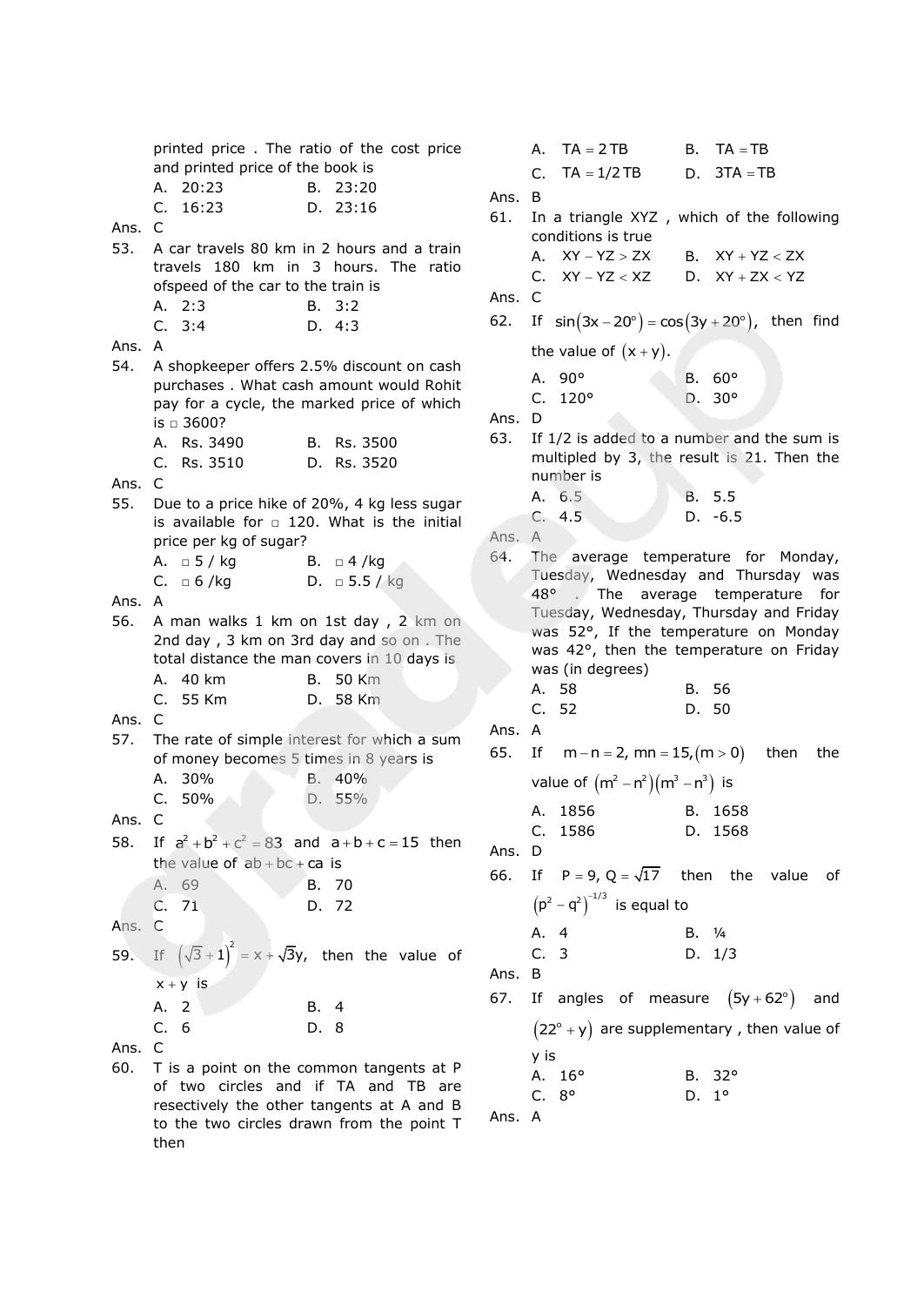printed price . The ratio of the cost price and printed price of the book is

A. 20:23  B. 23:20
C. 16:23  D. 23:16

Ans. C

53. A car travels 80 km in 2 hours and a train travels 180 km in 3 hours. The ratio ofspeed of the car to the train is

A. 2:3  B. 3:2
C. 3:4  D. 4:3

Ans. A

54. A shopkeeper offers 2.5% discount on cash purchases . What cash amount would Rohit pay for a cycle, the marked price of which is □ 3600?

A. Rs. 3490  B. Rs. 3500
C. Rs. 3510  D. Rs. 3520

Ans. C

55. Due to a price hike of 20%, 4 kg less sugar is available for □ 120. What is the initial price per kg of sugar?

A. □ 5 / kg  B. □ 4 /kg
C. □ 6 /kg  D. □ 5.5 / kg

Ans. A

56. A man walks 1 km on 1st day , 2 km on 2nd day , 3 km on 3rd day and so on . The total distance the man covers in 10 days is

A. 40 km  B. 50 Km
C. 55 Km  D. 58 Km

Ans. C

57. The rate of simple interest for which a sum of money becomes 5 times in 8 years is

A. 30%  B. 40%
C. 50%  D. 55%

Ans. C

58. If $a^2+b^2+c^2=83$ and $a+b+c=15$ then the value of $ab+bc+ca$ is

A. 69  B. 70
C. 71  D. 72

Ans. C

59. If $\left(\sqrt{3}+1\right)^2 = x+\sqrt{3}y,$ then the value of $x+y$ is

A. 2  B. 4
C. 6  D. 8

Ans. C

60. T is a point on the common tangents at P of two circles and if TA and TB are resectively the other tangents at A and B to the two circles drawn from the point T then

A. $TA = 2\,TB$  B. $TA = TB$
C. $TA = 1/2\,TB$  D. $3TA = TB$

Ans. B

61. In a triangle XYZ , which of the following conditions is true

A. $XY - YZ > ZX$  B. $XY + YZ < ZX$
C. $XY - YZ < XZ$  D. $XY + ZX < YZ$

Ans. C

62. If $\sin\left(3x-20^\circ\right) = \cos\left(3y+20^\circ\right),$ then find the value of $\left(x+y\right)$.

A. 90°  B. 60°
C. 120°  D. 30°

Ans. D

63. If 1/2 is added to a number and the sum is multipled by 3, the result is 21. Then the number is

A. 6.5  B. 5.5
C. 4.5  D. -6.5

Ans. A

64. The average temperature for Monday, Tuesday, Wednesday and Thursday was 48° . The average temperature for Tuesday, Wednesday, Thursday and Friday was 52°, If the temperature on Monday was 42°, then the temperature on Friday was (in degrees)

A. 58  B. 56
C. 52  D. 50

Ans. A

65. If $m-n=2,\ mn=15,(m>0)$ then the value of $\left(m^2-n^2\right)\left(m^3-n^3\right)$ is

A. 1856  B. 1658
C. 1586  D. 1568

Ans. D

66. If $P=9,\ Q=\sqrt{17}$ then the value of $\left(p^2-q^2\right)^{-1/3}$ is equal to

A. 4  B. ¼
C. 3  D. 1/3

Ans. B

67. If angles of measure $\left(5y+62^\circ\right)$ and $\left(22^\circ+y\right)$ are supplementary , then value of y is

A. 16°  B. 32°
C. 8°  D. 1°

Ans. A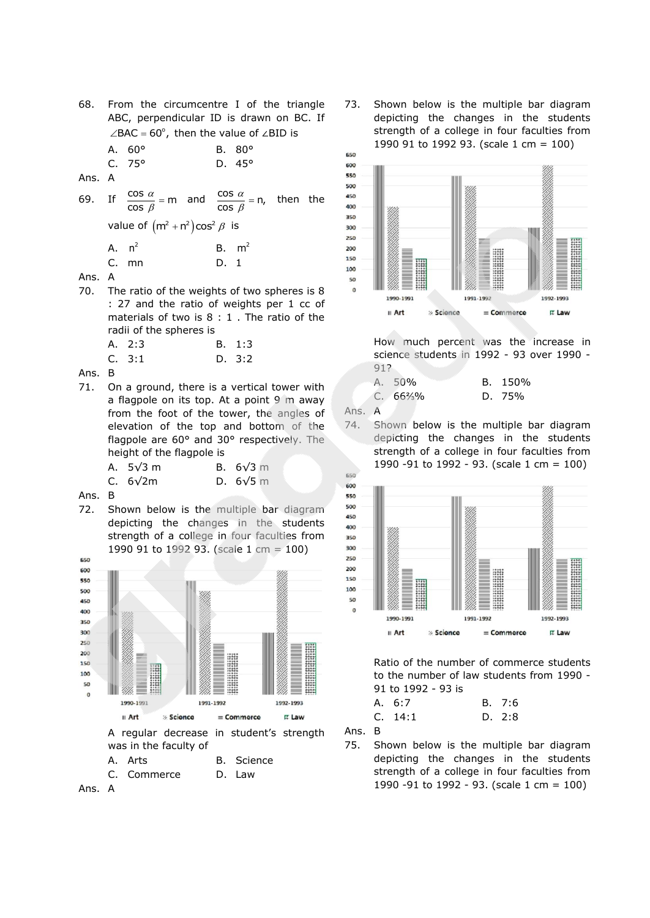68. From the circumcentre I of the triangle ABC, perpendicular ID is drawn on BC. If $\angle BAC = 60^o$, then the value of $\angle BID$ is

A. 60°
B. 80°
C. 75°
D. 45°

Ans. A

69. If $\frac{\cos \alpha}{\cos \beta} = m$ and $\frac{\cos \alpha}{\cos \beta} = n$, then the value of $(m^2 + n^2)\cos^2 \beta$ is

A. $n^2$
B. $m^2$
C. mn
D. 1

Ans. A

70. The ratio of the weights of two spheres is 8 : 27 and the ratio of weights per 1 cc of materials of two is 8 : 1 . The ratio of the radii of the spheres is

A. 2:3
B. 1:3
C. 3:1
D. 3:2

Ans. B

71. On a ground, there is a vertical tower with a flagpole on its top. At a point 9 m away from the foot of the tower, the angles of elevation of the top and bottom of the flagpole are 60° and 30° respectively. The height of the flagpole is

A. 5√3 m
B. 6√3 m
C. 6√2m
D. 6√5 m

Ans. B

72. Shown below is the multiple bar diagram depicting the changes in the students strength of a college in four faculties from 1990 91 to 1992 93. (scale 1 cm = 100)

A regular decrease in student's strength was in the faculty of

A. Arts
B. Science
C. Commerce
D. Law

Ans. A

73. Shown below is the multiple bar diagram depicting the changes in the students strength of a college in four faculties from 1990 91 to 1992 93. (scale 1 cm = 100)

How much percent was the increase in science students in 1992 - 93 over 1990 - 91?

A. 50%
B. 150%
C. 66⅔%
D. 75%

Ans. A

74. Shown below is the multiple bar diagram depicting the changes in the students strength of a college in four faculties from 1990 -91 to 1992 - 93. (scale 1 cm = 100)

Ratio of the number of commerce students to the number of law students from 1990 - 91 to 1992 - 93 is

A. 6:7
B. 7:6
C. 14:1
D. 2:8

Ans. B

75. Shown below is the multiple bar diagram depicting the changes in the students strength of a college in four faculties from 1990 -91 to 1992 - 93. (scale 1 cm = 100)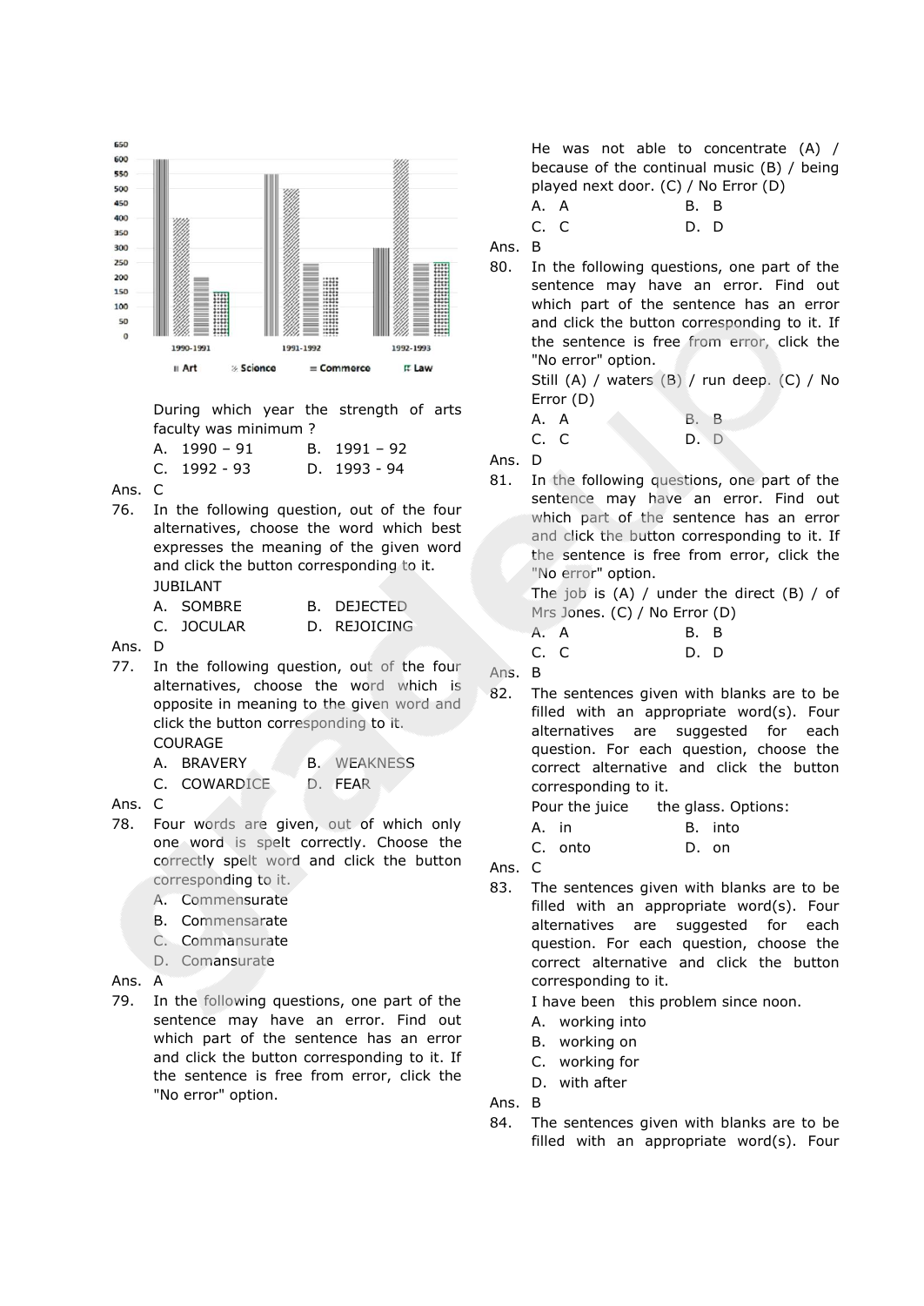| Year | Art | Science | Commerce | Law |
|---|---|---|---|---|
| 1990-1991 | 600 | 400 | 200 | 150 |
| 1991-1992 | 550 | 500 | 250 | 200 |
| 1992-1993 | 300 | 600 | 250 | 250 |

During which year the strength of arts faculty was minimum ?

A. 1990 – 91  
B. 1991 – 92  
C. 1992 - 93  
D. 1993 - 94

Ans. C

76. In the following question, out of the four alternatives, choose the word which best expresses the meaning of the given word and click the button corresponding to it.

JUBILANT

A. SOMBRE  
B. DEJECTED  
C. JOCULAR  
D. REJOICING

Ans. D

77. In the following question, out of the four alternatives, choose the word which is opposite in meaning to the given word and click the button corresponding to it.

COURAGE

A. BRAVERY  
B. WEAKNESS  
C. COWARDICE  
D. FEAR

Ans. C

78. Four words are given, out of which only one word is spelt correctly. Choose the correctly spelt word and click the button corresponding to it.

A. Commensurate  
B. Commensarate  
C. Commansurate  
D. Comansurate

Ans. A

79. In the following questions, one part of the sentence may have an error. Find out which part of the sentence has an error and click the button corresponding to it. If the sentence is free from error, click the "No error" option.

He was not able to concentrate (A) / because of the continual music (B) / being played next door. (C) / No Error (D)

A. A  
B. B  
C. C  
D. D

Ans. B

80. In the following questions, one part of the sentence may have an error. Find out which part of the sentence has an error and click the button corresponding to it. If the sentence is free from error, click the "No error" option.

Still (A) / waters (B) / run deep. (C) / No Error (D)

A. A  
B. B  
C. C  
D. D

Ans. D

81. In the following questions, one part of the sentence may have an error. Find out which part of the sentence has an error and click the button corresponding to it. If the sentence is free from error, click the "No error" option.

The job is (A) / under the direct (B) / of Mrs Jones. (C) / No Error (D)

A. A  
B. B  
C. C  
D. D

Ans. B

82. The sentences given with blanks are to be filled with an appropriate word(s). Four alternatives are suggested for each question. For each question, choose the correct alternative and click the button corresponding to it.

Pour the juice the glass. Options:

A. in  
B. into  
C. onto  
D. on

Ans. C

83. The sentences given with blanks are to be filled with an appropriate word(s). Four alternatives are suggested for each question. For each question, choose the correct alternative and click the button corresponding to it.

I have been this problem since noon.

A. working into  
B. working on  
C. working for  
D. with after

Ans. B

84. The sentences given with blanks are to be filled with an appropriate word(s). Four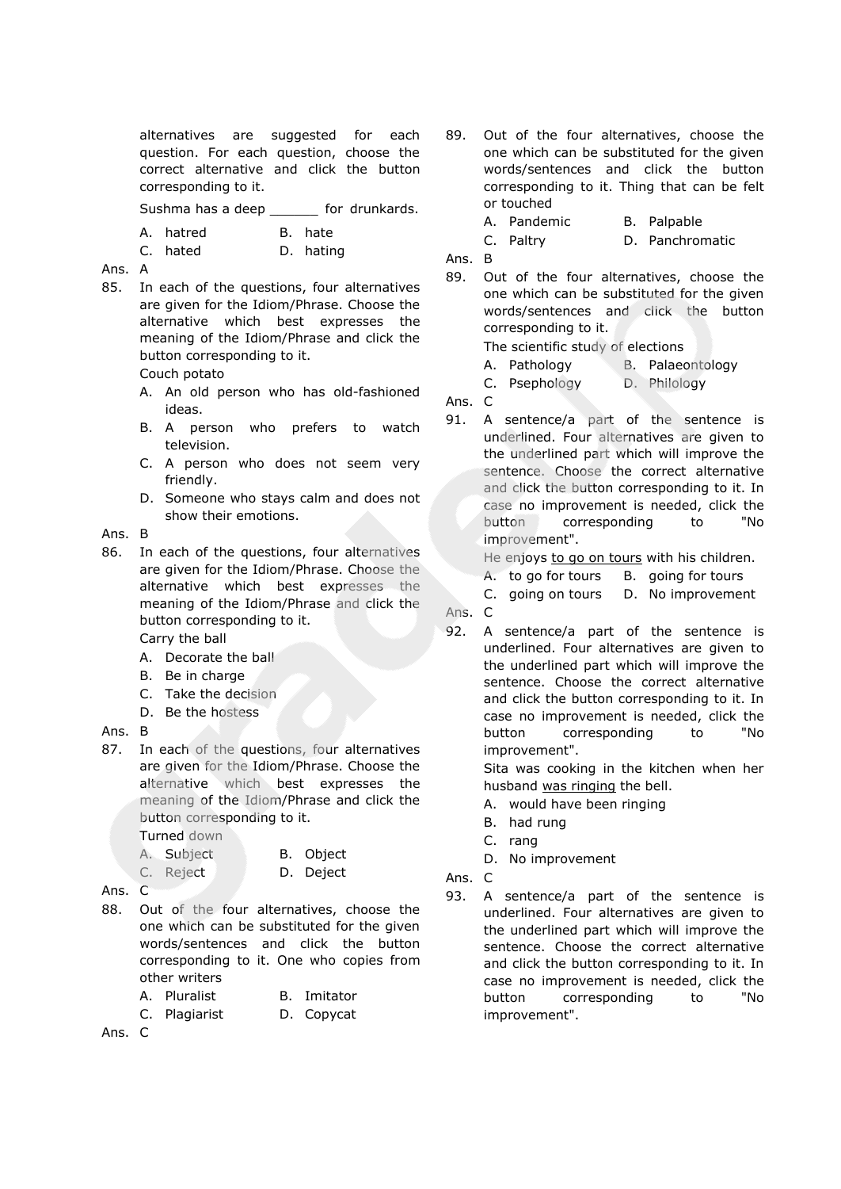alternatives are suggested for each question. For each question, choose the correct alternative and click the button corresponding to it.

Sushma has a deep ______ for drunkards.

A. hatred  
B. hate  
C. hated  
D. hating

Ans. A

85. In each of the questions, four alternatives are given for the Idiom/Phrase. Choose the alternative which best expresses the meaning of the Idiom/Phrase and click the button corresponding to it.

Couch potato

A. An old person who has old-fashioned ideas.  
B. A person who prefers to watch television.  
C. A person who does not seem very friendly.  
D. Someone who stays calm and does not show their emotions.

Ans. B

86. In each of the questions, four alternatives are given for the Idiom/Phrase. Choose the alternative which best expresses the meaning of the Idiom/Phrase and click the button corresponding to it.

Carry the ball

A. Decorate the ball  
B. Be in charge  
C. Take the decision  
D. Be the hostess

Ans. B

87. In each of the questions, four alternatives are given for the Idiom/Phrase. Choose the alternative which best expresses the meaning of the Idiom/Phrase and click the button corresponding to it.

Turned down

A. Subject  
B. Object  
C. Reject  
D. Deject

Ans. C

88. Out of the four alternatives, choose the one which can be substituted for the given words/sentences and click the button corresponding to it. One who copies from other writers

A. Pluralist  
B. Imitator  
C. Plagiarist  
D. Copycat

Ans. C

89. Out of the four alternatives, choose the one which can be substituted for the given words/sentences and click the button corresponding to it. Thing that can be felt or touched

A. Pandemic  
B. Palpable  
C. Paltry  
D. Panchromatic

Ans. B

89. Out of the four alternatives, choose the one which can be substituted for the given words/sentences and click the button corresponding to it.

The scientific study of elections

A. Pathology  
B. Palaeontology  
C. Psephology  
D. Philology

Ans. C

91. A sentence/a part of the sentence is underlined. Four alternatives are given to the underlined part which will improve the sentence. Choose the correct alternative and click the button corresponding to it. In case no improvement is needed, click the button corresponding to "No improvement".

He enjoys <u>to go on tours</u> with his children.

A. to go for tours  
B. going for tours  
C. going on tours  
D. No improvement

Ans. C

92. A sentence/a part of the sentence is underlined. Four alternatives are given to the underlined part which will improve the sentence. Choose the correct alternative and click the button corresponding to it. In case no improvement is needed, click the button corresponding to "No improvement".

Sita was cooking in the kitchen when her husband <u>was ringing</u> the bell.

A. would have been ringing  
B. had rung  
C. rang  
D. No improvement

Ans. C

93. A sentence/a part of the sentence is underlined. Four alternatives are given to the underlined part which will improve the sentence. Choose the correct alternative and click the button corresponding to it. In case no improvement is needed, click the button corresponding to "No improvement".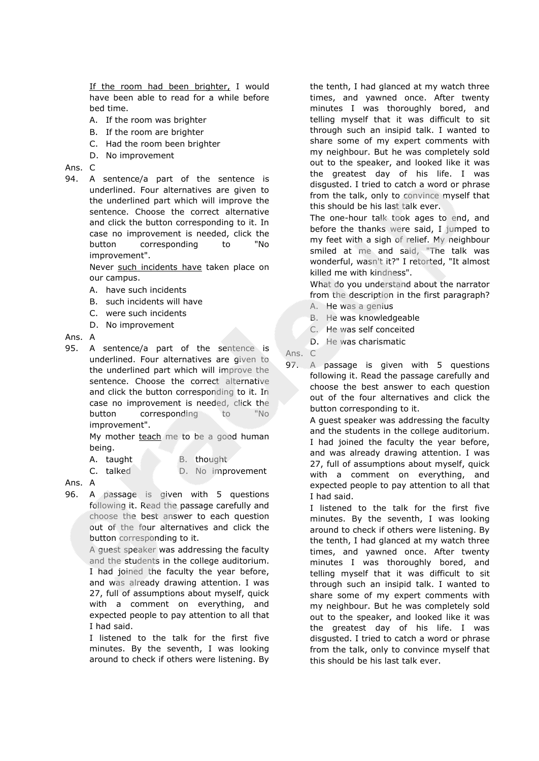If the room had been brighter, I would have been able to read for a while before bed time.

A. If the room was brighter
B. If the room are brighter
C. Had the room been brighter
D. No improvement

Ans. C

94. A sentence/a part of the sentence is underlined. Four alternatives are given to the underlined part which will improve the sentence. Choose the correct alternative and click the button corresponding to it. In case no improvement is needed, click the button corresponding to "No improvement".

Never such incidents have taken place on our campus.

A. have such incidents
B. such incidents will have
C. were such incidents
D. No improvement

Ans. A

95. A sentence/a part of the sentence is underlined. Four alternatives are given to the underlined part which will improve the sentence. Choose the correct alternative and click the button corresponding to it. In case no improvement is needed, click the button corresponding to "No improvement".

My mother teach me to be a good human being.

A. taught
B. thought
C. talked
D. No improvement

Ans. A

96. A passage is given with 5 questions following it. Read the passage carefully and choose the best answer to each question out of the four alternatives and click the button corresponding to it.

A guest speaker was addressing the faculty and the students in the college auditorium. I had joined the faculty the year before, and was already drawing attention. I was 27, full of assumptions about myself, quick with a comment on everything, and expected people to pay attention to all that I had said.

I listened to the talk for the first five minutes. By the seventh, I was looking around to check if others were listening. By the tenth, I had glanced at my watch three times, and yawned once. After twenty minutes I was thoroughly bored, and telling myself that it was difficult to sit through such an insipid talk. I wanted to share some of my expert comments with my neighbour. But he was completely sold out to the speaker, and looked like it was the greatest day of his life. I was disgusted. I tried to catch a word or phrase from the talk, only to convince myself that this should be his last talk ever.

The one-hour talk took ages to end, and before the thanks were said, I jumped to my feet with a sigh of relief. My neighbour smiled at me and said, "The talk was wonderful, wasn't it?" I retorted, "It almost killed me with kindness".

What do you understand about the narrator from the description in the first paragraph?

A. He was a genius
B. He was knowledgeable
C. He was self conceited
D. He was charismatic

Ans. C

97. A passage is given with 5 questions following it. Read the passage carefully and choose the best answer to each question out of the four alternatives and click the button corresponding to it.

A guest speaker was addressing the faculty and the students in the college auditorium. I had joined the faculty the year before, and was already drawing attention. I was 27, full of assumptions about myself, quick with a comment on everything, and expected people to pay attention to all that I had said.

I listened to the talk for the first five minutes. By the seventh, I was looking around to check if others were listening. By the tenth, I had glanced at my watch three times, and yawned once. After twenty minutes I was thoroughly bored, and telling myself that it was difficult to sit through such an insipid talk. I wanted to share some of my expert comments with my neighbour. But he was completely sold out to the speaker, and looked like it was the greatest day of his life. I was disgusted. I tried to catch a word or phrase from the talk, only to convince myself that this should be his last talk ever.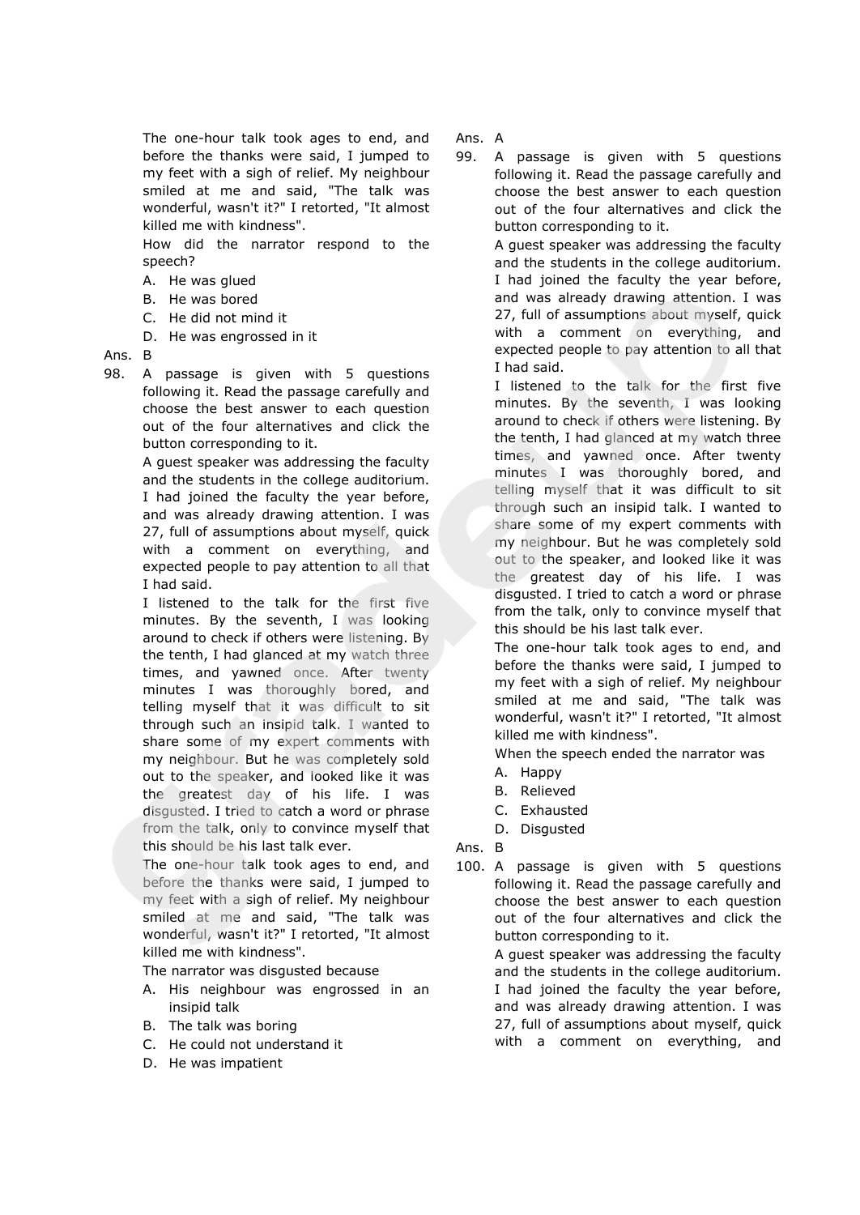The one-hour talk took ages to end, and before the thanks were said, I jumped to my feet with a sigh of relief. My neighbour smiled at me and said, "The talk was wonderful, wasn't it?" I retorted, "It almost killed me with kindness".

How did the narrator respond to the speech?

A. He was glued
B. He was bored
C. He did not mind it
D. He was engrossed in it

Ans. B

98. A passage is given with 5 questions following it. Read the passage carefully and choose the best answer to each question out of the four alternatives and click the button corresponding to it.

A guest speaker was addressing the faculty and the students in the college auditorium. I had joined the faculty the year before, and was already drawing attention. I was 27, full of assumptions about myself, quick with a comment on everything, and expected people to pay attention to all that I had said.

I listened to the talk for the first five minutes. By the seventh, I was looking around to check if others were listening. By the tenth, I had glanced at my watch three times, and yawned once. After twenty minutes I was thoroughly bored, and telling myself that it was difficult to sit through such an insipid talk. I wanted to share some of my expert comments with my neighbour. But he was completely sold out to the speaker, and looked like it was the greatest day of his life. I was disgusted. I tried to catch a word or phrase from the talk, only to convince myself that this should be his last talk ever.

The one-hour talk took ages to end, and before the thanks were said, I jumped to my feet with a sigh of relief. My neighbour smiled at me and said, "The talk was wonderful, wasn't it?" I retorted, "It almost killed me with kindness".

The narrator was disgusted because

A. His neighbour was engrossed in an insipid talk
B. The talk was boring
C. He could not understand it
D. He was impatient

Ans. A

99. A passage is given with 5 questions following it. Read the passage carefully and choose the best answer to each question out of the four alternatives and click the button corresponding to it.

A guest speaker was addressing the faculty and the students in the college auditorium. I had joined the faculty the year before, and was already drawing attention. I was 27, full of assumptions about myself, quick with a comment on everything, and expected people to pay attention to all that I had said.

I listened to the talk for the first five minutes. By the seventh, I was looking around to check if others were listening. By the tenth, I had glanced at my watch three times, and yawned once. After twenty minutes I was thoroughly bored, and telling myself that it was difficult to sit through such an insipid talk. I wanted to share some of my expert comments with my neighbour. But he was completely sold out to the speaker, and looked like it was the greatest day of his life. I was disgusted. I tried to catch a word or phrase from the talk, only to convince myself that this should be his last talk ever.

The one-hour talk took ages to end, and before the thanks were said, I jumped to my feet with a sigh of relief. My neighbour smiled at me and said, "The talk was wonderful, wasn't it?" I retorted, "It almost killed me with kindness".

When the speech ended the narrator was

A. Happy
B. Relieved
C. Exhausted
D. Disgusted

Ans. B

100. A passage is given with 5 questions following it. Read the passage carefully and choose the best answer to each question out of the four alternatives and click the button corresponding to it.

A guest speaker was addressing the faculty and the students in the college auditorium. I had joined the faculty the year before, and was already drawing attention. I was 27, full of assumptions about myself, quick with a comment on everything, and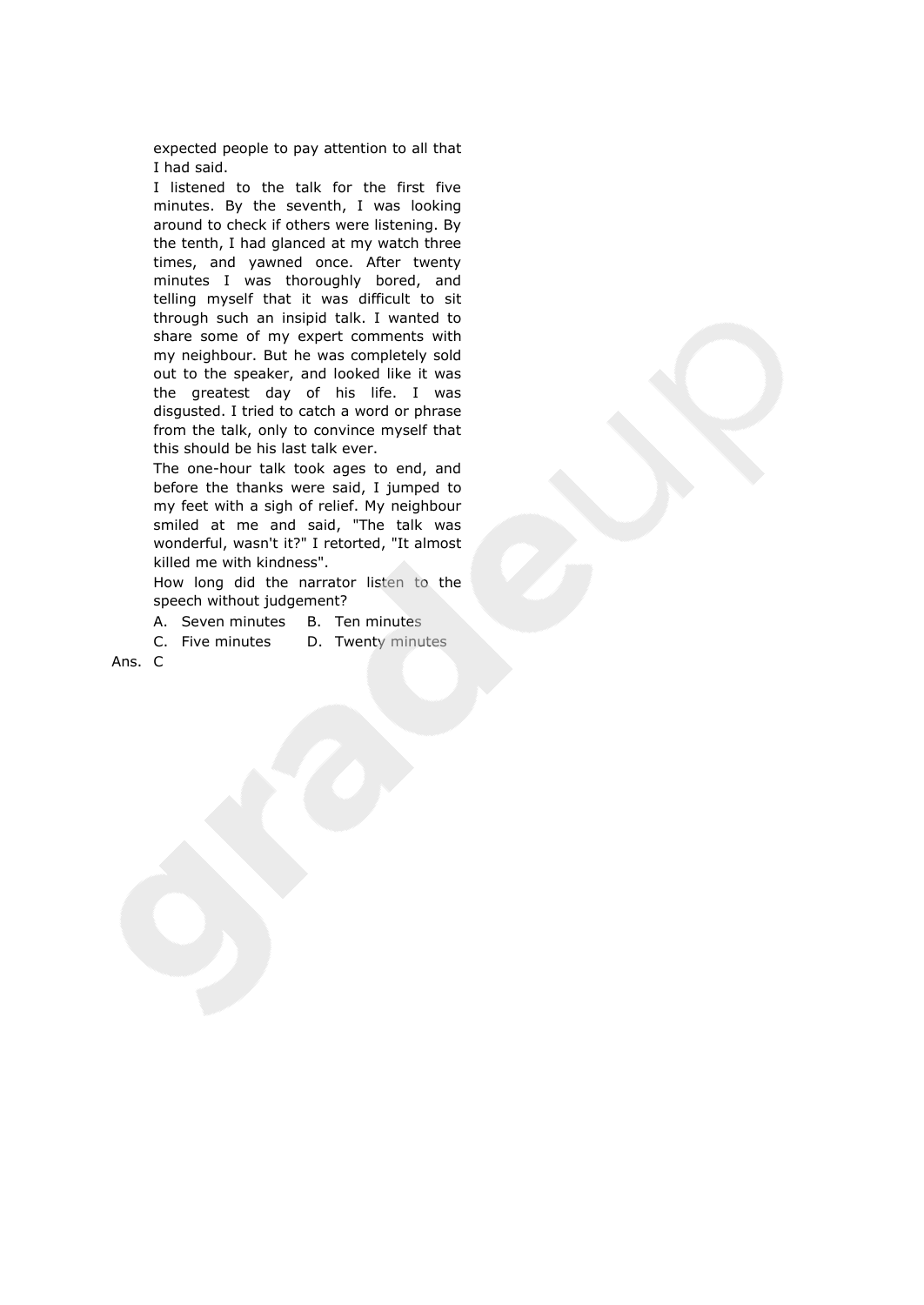expected people to pay attention to all that I had said.

I listened to the talk for the first five minutes. By the seventh, I was looking around to check if others were listening. By the tenth, I had glanced at my watch three times, and yawned once. After twenty minutes I was thoroughly bored, and telling myself that it was difficult to sit through such an insipid talk. I wanted to share some of my expert comments with my neighbour. But he was completely sold out to the speaker, and looked like it was the greatest day of his life. I was disgusted. I tried to catch a word or phrase from the talk, only to convince myself that this should be his last talk ever.

The one-hour talk took ages to end, and before the thanks were said, I jumped to my feet with a sigh of relief. My neighbour smiled at me and said, "The talk was wonderful, wasn't it?" I retorted, "It almost killed me with kindness".

How long did the narrator listen to the speech without judgement?

A. Seven minutes  B. Ten minutes

C. Five minutes  D. Twenty minutes

Ans. C